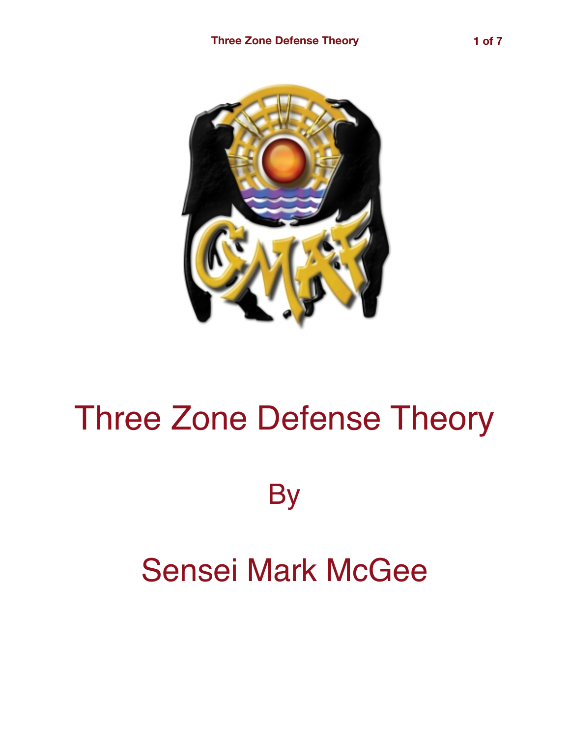# Three Zone Defense Theory

By

Sensei Mark McGee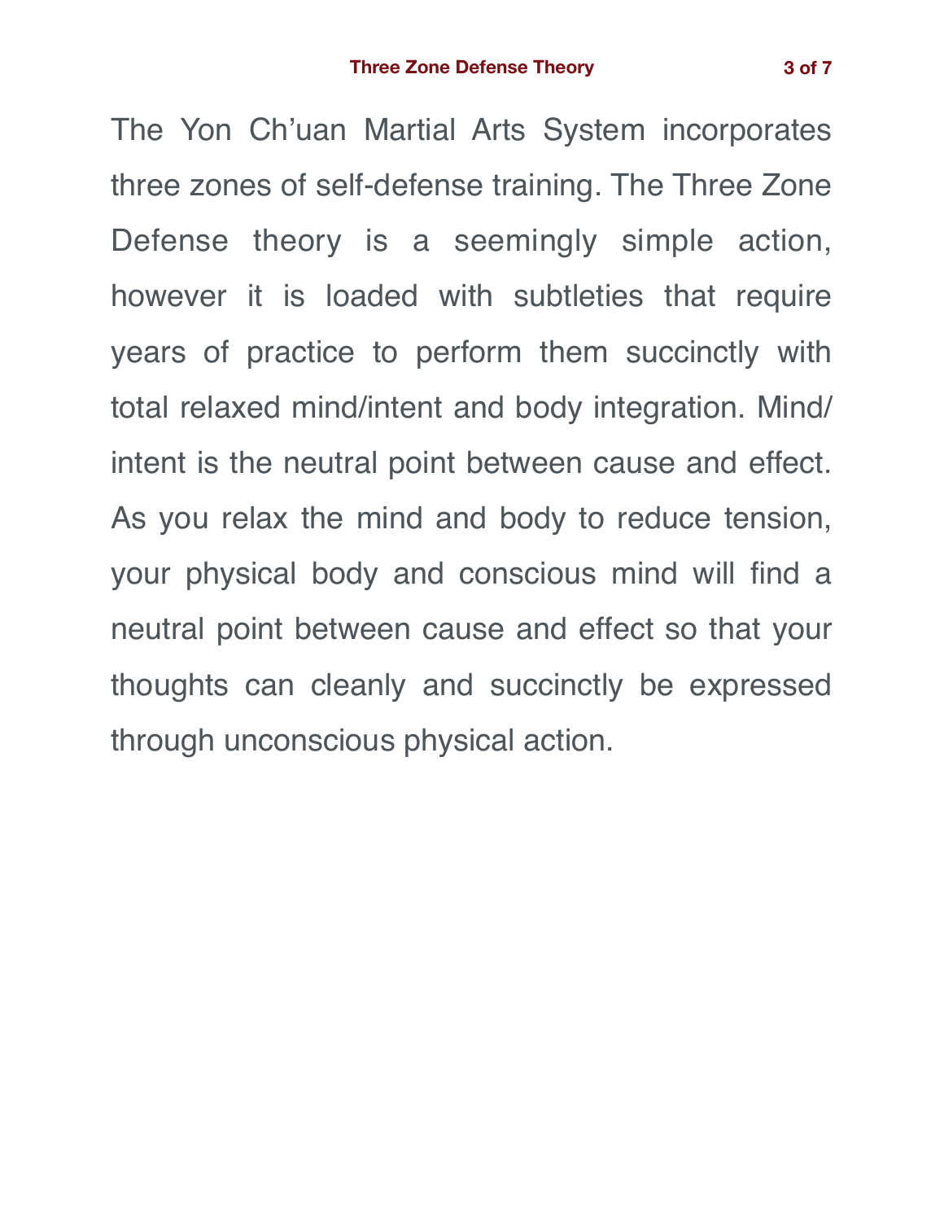The Yon Ch'uan Martial Arts System incorporates three zones of self-defense training. The Three Zone Defense theory is a seemingly simple action, however it is loaded with subtleties that require years of practice to perform them succinctly with total relaxed mind/intent and body integration. Mind/intent is the neutral point between cause and effect. As you relax the mind and body to reduce tension, your physical body and conscious mind will find a neutral point between cause and effect so that your thoughts can cleanly and succinctly be expressed through unconscious physical action.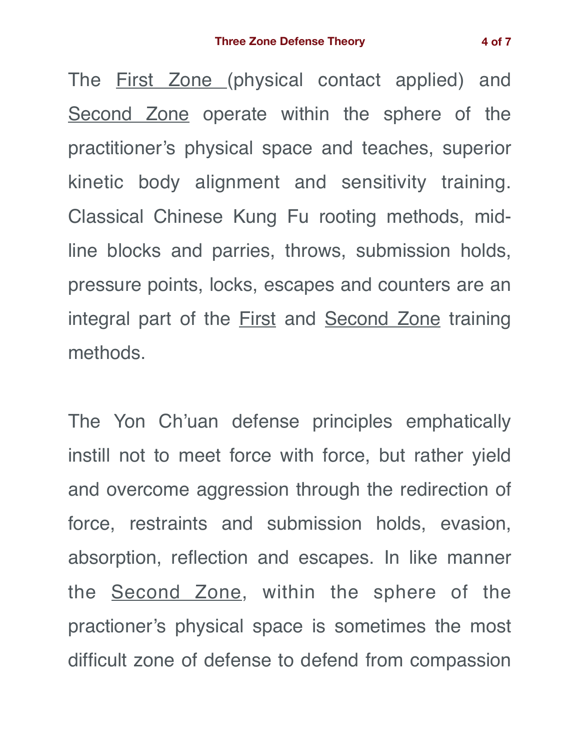The <u>First Zone</u> (physical contact applied) and <u>Second Zone</u> operate within the sphere of the practitioner's physical space and teaches, superior kinetic body alignment and sensitivity training. Classical Chinese Kung Fu rooting methods, mid-line blocks and parries, throws, submission holds, pressure points, locks, escapes and counters are an integral part of the <u>First</u> and <u>Second Zone</u> training methods.

The Yon Ch'uan defense principles emphatically instill not to meet force with force, but rather yield and overcome aggression through the redirection of force, restraints and submission holds, evasion, absorption, reflection and escapes. In like manner the <u>Second Zone</u>, within the sphere of the practioner's physical space is sometimes the most difficult zone of defense to defend from compassion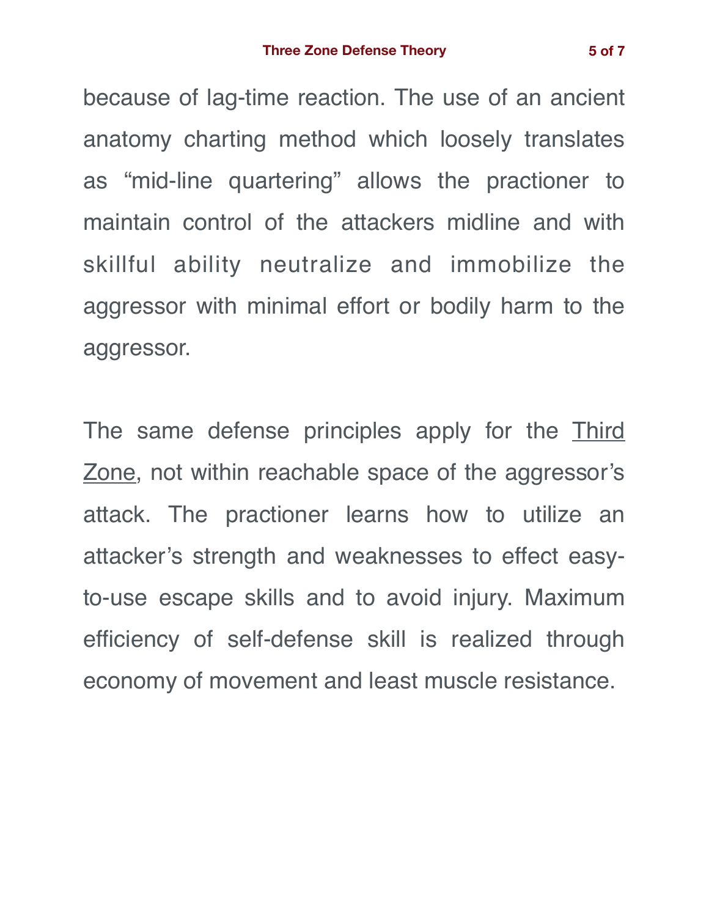because of lag-time reaction. The use of an ancient anatomy charting method which loosely translates as “mid-line quartering” allows the practioner to maintain control of the attackers midline and with skillful ability neutralize and immobilize the aggressor with minimal effort or bodily harm to the aggressor.

The same defense principles apply for the <u>Third Zone</u>, not within reachable space of the aggressor’s attack. The practioner learns how to utilize an attacker’s strength and weaknesses to effect easy-to-use escape skills and to avoid injury. Maximum efficiency of self-defense skill is realized through economy of movement and least muscle resistance.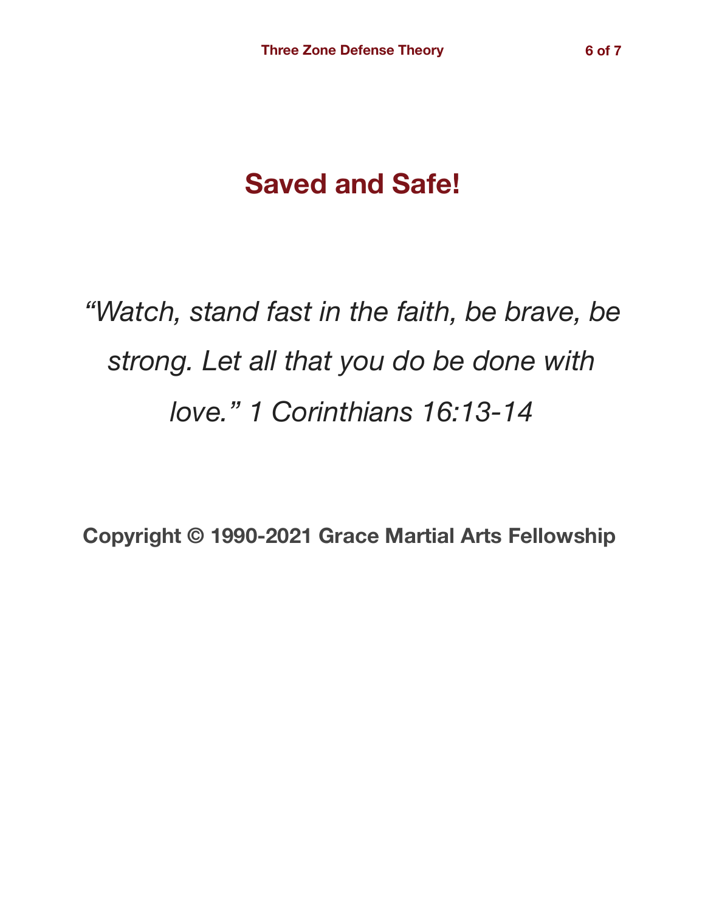# Saved and Safe!

*“Watch, stand fast in the faith, be brave, be strong. Let all that you do be done with love.” 1 Corinthians 16:13-14*

**Copyright © 1990-2021 Grace Martial Arts Fellowship**